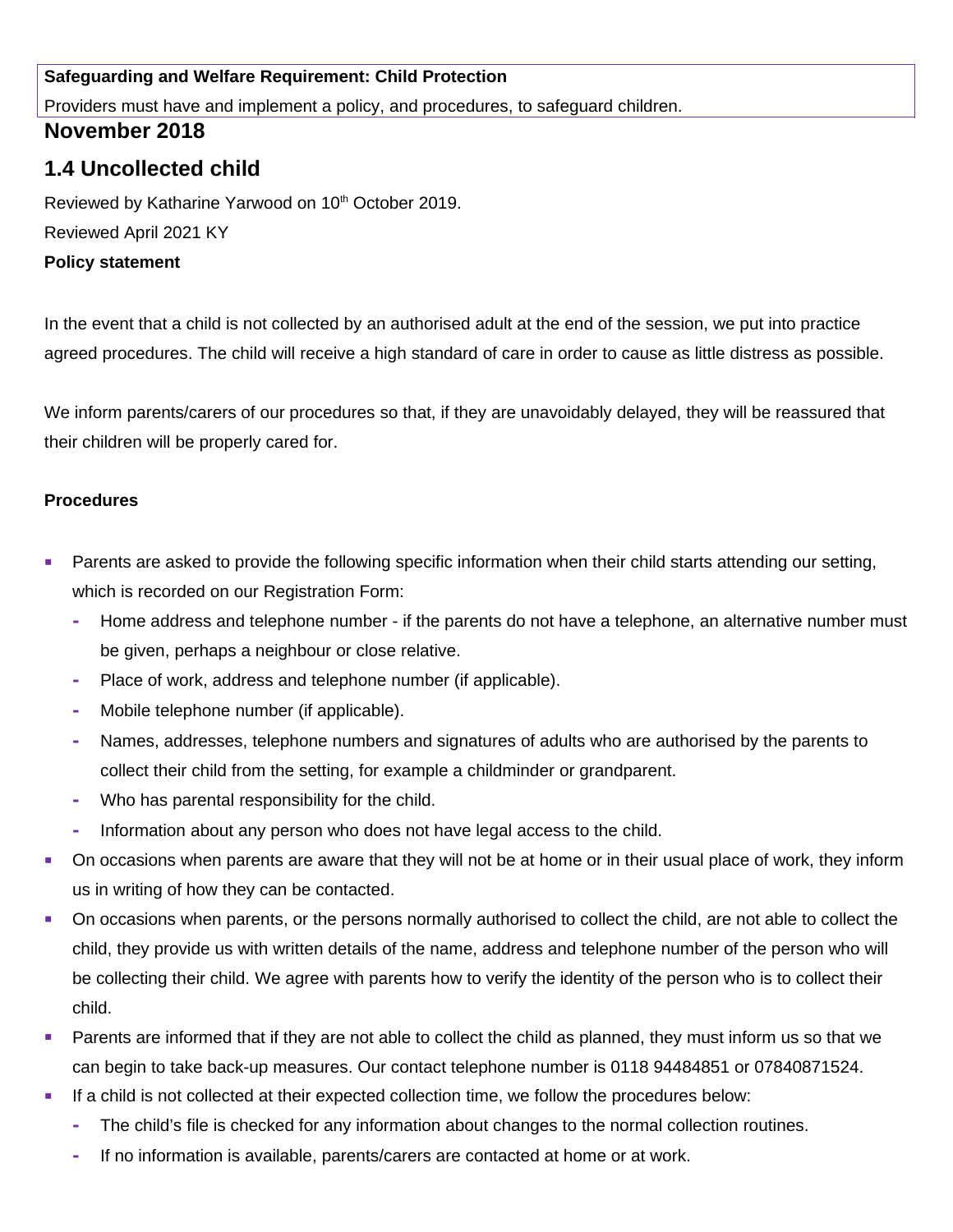**Safeguarding and Welfare Requirement: Child Protection**

Providers must have and implement a policy, and procedures, to safeguard children.

## November 2018

## 1.4 Uncollected child

Reviewed by Katharine Yarwood on 10th October 2019.

Reviewed April 2021 KY

**Policy statement**

In the event that a child is not collected by an authorised adult at the end of the session, we put into practice agreed procedures. The child will receive a high standard of care in order to cause as little distress as possible.

We inform parents/carers of our procedures so that, if they are unavoidably delayed, they will be reassured that their children will be properly cared for.

**Procedures**

- Parents are asked to provide the following specific information when their child starts attending our setting, which is recorded on our Registration Form:
  - Home address and telephone number - if the parents do not have a telephone, an alternative number must be given, perhaps a neighbour or close relative.
  - Place of work, address and telephone number (if applicable).
  - Mobile telephone number (if applicable).
  - Names, addresses, telephone numbers and signatures of adults who are authorised by the parents to collect their child from the setting, for example a childminder or grandparent.
  - Who has parental responsibility for the child.
  - Information about any person who does not have legal access to the child.
- On occasions when parents are aware that they will not be at home or in their usual place of work, they inform us in writing of how they can be contacted.
- On occasions when parents, or the persons normally authorised to collect the child, are not able to collect the child, they provide us with written details of the name, address and telephone number of the person who will be collecting their child. We agree with parents how to verify the identity of the person who is to collect their child.
- Parents are informed that if they are not able to collect the child as planned, they must inform us so that we can begin to take back-up measures. Our contact telephone number is 0118 94484851 or 07840871524.
- If a child is not collected at their expected collection time, we follow the procedures below:
  - The child's file is checked for any information about changes to the normal collection routines.
  - If no information is available, parents/carers are contacted at home or at work.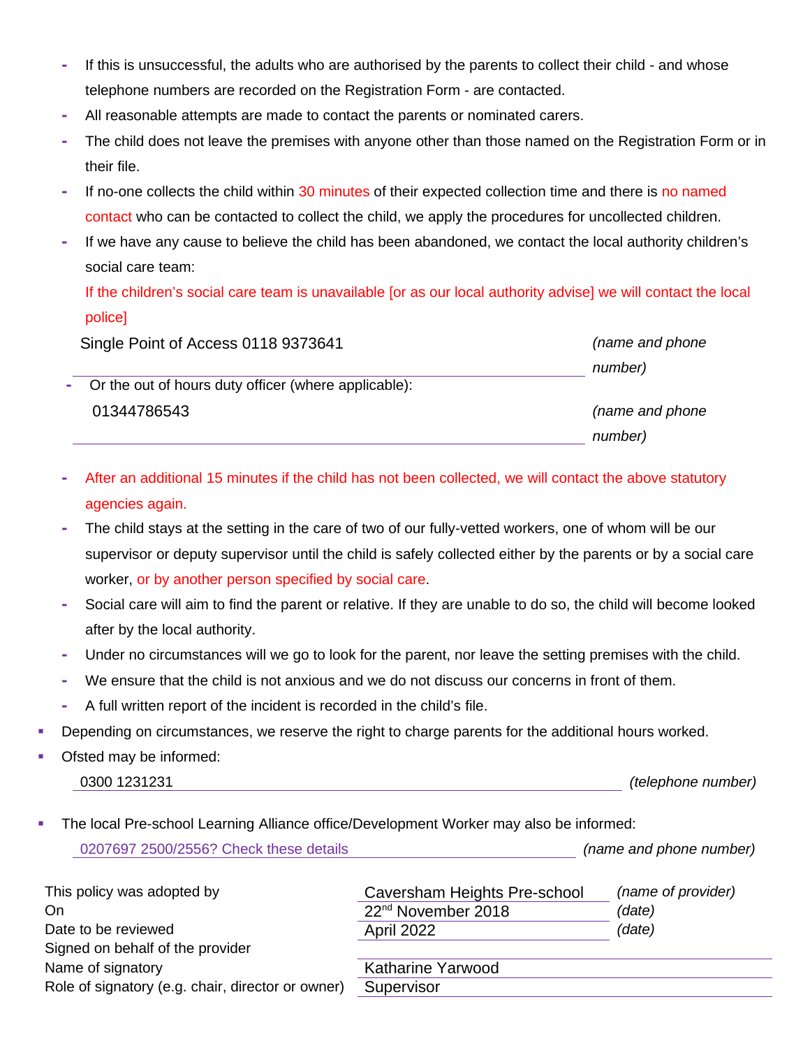- If this is unsuccessful, the adults who are authorised by the parents to collect their child - and whose telephone numbers are recorded on the Registration Form - are contacted.
- All reasonable attempts are made to contact the parents or nominated carers.
- The child does not leave the premises with anyone other than those named on the Registration Form or in their file.
- If no-one collects the child within 30 minutes of their expected collection time and there is no named contact who can be contacted to collect the child, we apply the procedures for uncollected children.
- If we have any cause to believe the child has been abandoned, we contact the local authority children's social care team:

  If the children's social care team is unavailable [or as our local authority advise] we will contact the local police]

  Single Point of Access 0118 9373641 *(name and phone number)*

- Or the out of hours duty officer (where applicable):

  01344786543 *(name and phone number)*

- After an additional 15 minutes if the child has not been collected, we will contact the above statutory agencies again.
- The child stays at the setting in the care of two of our fully-vetted workers, one of whom will be our supervisor or deputy supervisor until the child is safely collected either by the parents or by a social care worker, or by another person specified by social care.
- Social care will aim to find the parent or relative. If they are unable to do so, the child will become looked after by the local authority.
- Under no circumstances will we go to look for the parent, nor leave the setting premises with the child.
- We ensure that the child is not anxious and we do not discuss our concerns in front of them.
- A full written report of the incident is recorded in the child's file.

- Depending on circumstances, we reserve the right to charge parents for the additional hours worked.
- Ofsted may be informed:

  0300 1231231 *(telephone number)*

- The local Pre-school Learning Alliance office/Development Worker may also be informed:

  0207697 2500/2556? Check these details *(name and phone number)*

| | | |
|---|---|---|
| This policy was adopted by | Caversham Heights Pre-school | *(name of provider)* |
| On | 22nd November 2018 | *(date)* |
| Date to be reviewed | April 2022 | *(date)* |
| Signed on behalf of the provider | | |
| Name of signatory | Katharine Yarwood | |
| Role of signatory (e.g. chair, director or owner) | Supervisor | |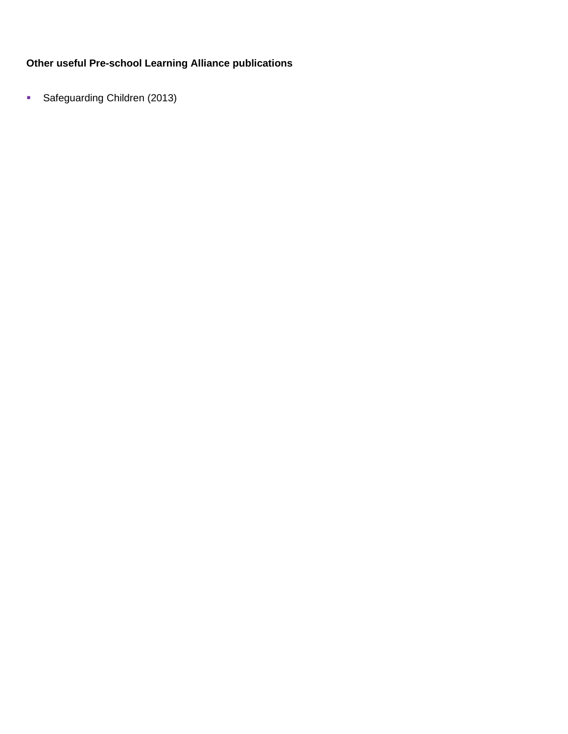**Other useful Pre-school Learning Alliance publications**

- Safeguarding Children (2013)